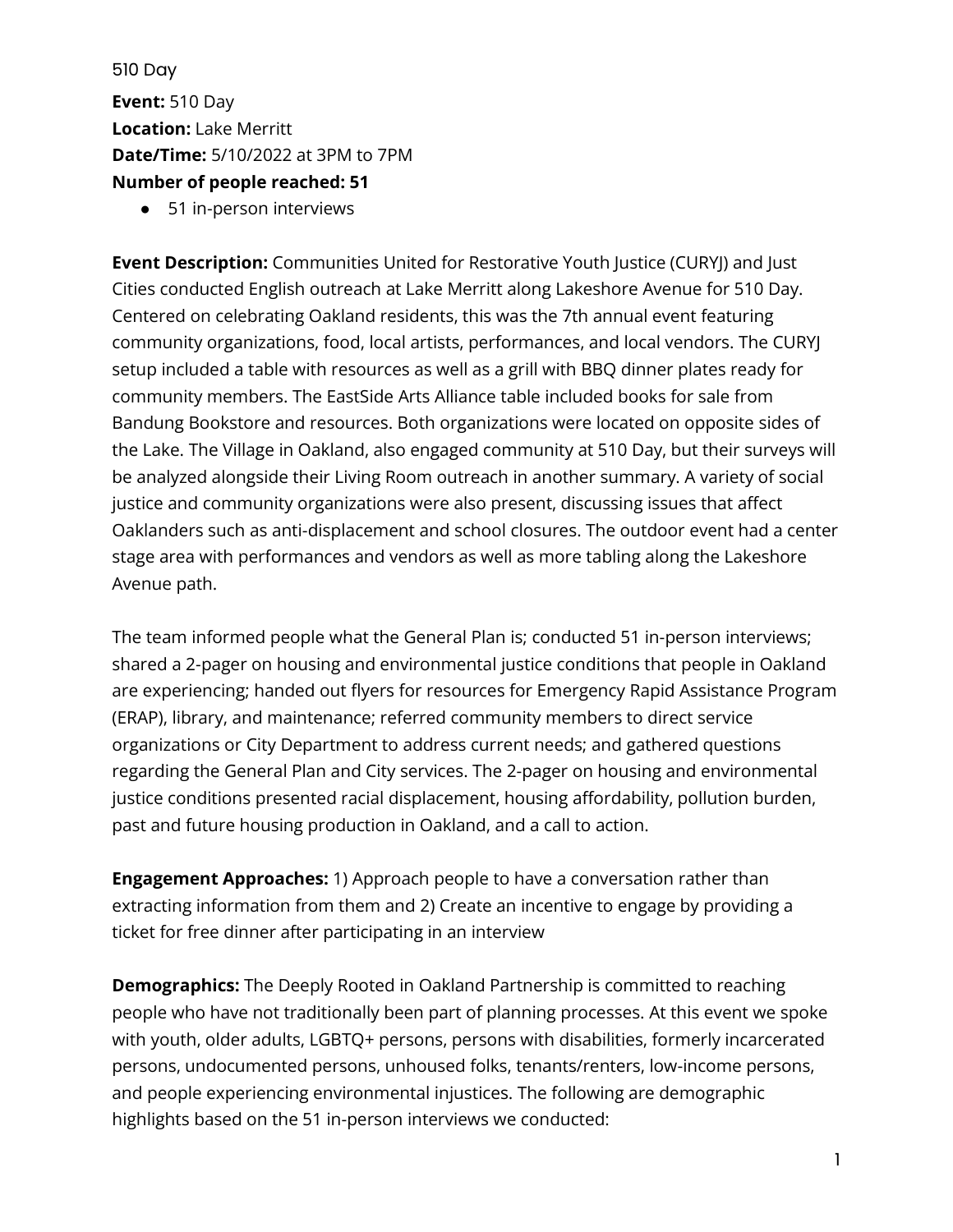# 510 Day

**Event:** 510 Day
**Location:** Lake Merritt
**Date/Time:** 5/10/2022 at 3PM to 7PM
**Number of people reached: 51**

- 51 in-person interviews

**Event Description:** Communities United for Restorative Youth Justice (CURYJ) and Just Cities conducted English outreach at Lake Merritt along Lakeshore Avenue for 510 Day. Centered on celebrating Oakland residents, this was the 7th annual event featuring community organizations, food, local artists, performances, and local vendors. The CURYJ setup included a table with resources as well as a grill with BBQ dinner plates ready for community members. The EastSide Arts Alliance table included books for sale from Bandung Bookstore and resources. Both organizations were located on opposite sides of the Lake. The Village in Oakland, also engaged community at 510 Day, but their surveys will be analyzed alongside their Living Room outreach in another summary. A variety of social justice and community organizations were also present, discussing issues that affect Oaklanders such as anti-displacement and school closures. The outdoor event had a center stage area with performances and vendors as well as more tabling along the Lakeshore Avenue path.

The team informed people what the General Plan is; conducted 51 in-person interviews; shared a 2-pager on housing and environmental justice conditions that people in Oakland are experiencing; handed out flyers for resources for Emergency Rapid Assistance Program (ERAP), library, and maintenance; referred community members to direct service organizations or City Department to address current needs; and gathered questions regarding the General Plan and City services. The 2-pager on housing and environmental justice conditions presented racial displacement, housing affordability, pollution burden, past and future housing production in Oakland, and a call to action.

**Engagement Approaches:** 1) Approach people to have a conversation rather than extracting information from them and 2) Create an incentive to engage by providing a ticket for free dinner after participating in an interview

**Demographics:** The Deeply Rooted in Oakland Partnership is committed to reaching people who have not traditionally been part of planning processes. At this event we spoke with youth, older adults, LGBTQ+ persons, persons with disabilities, formerly incarcerated persons, undocumented persons, unhoused folks, tenants/renters, low-income persons, and people experiencing environmental injustices. The following are demographic highlights based on the 51 in-person interviews we conducted: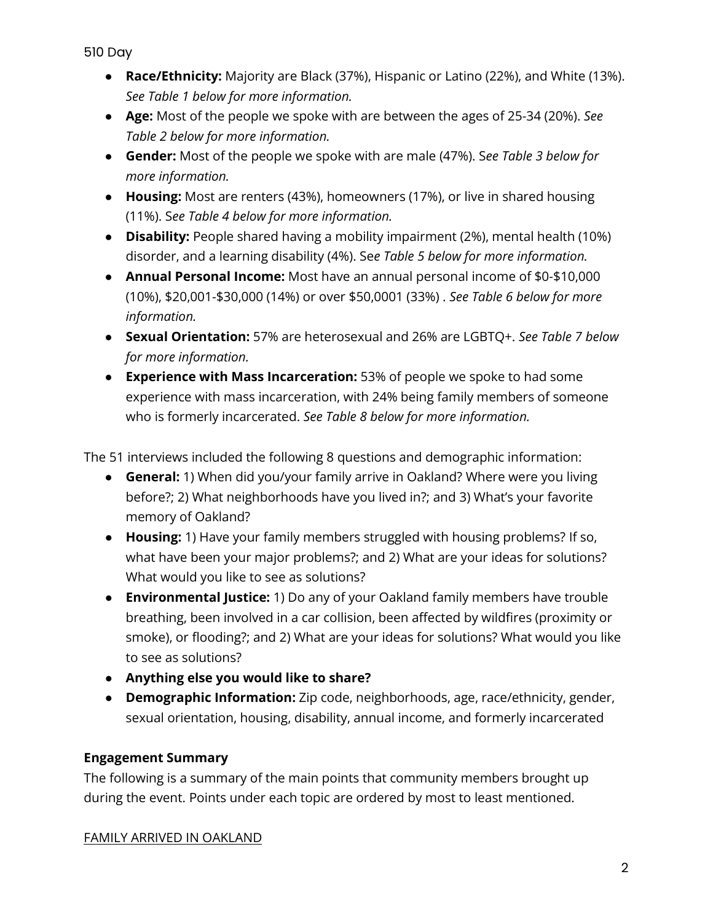- **Race/Ethnicity:** Majority are Black (37%), Hispanic or Latino (22%), and White (13%). *See Table 1 below for more information.*
- **Age:** Most of the people we spoke with are between the ages of 25-34 (20%). *See Table 2 below for more information.*
- **Gender:** Most of the people we spoke with are male (47%). S*ee Table 3 below for more information.*
- **Housing:** Most are renters (43%), homeowners (17%), or live in shared housing (11%). S*ee Table 4 below for more information.*
- **Disability:** People shared having a mobility impairment (2%), mental health (10%) disorder, and a learning disability (4%). Se*e Table 5 below for more information.*
- **Annual Personal Income:** Most have an annual personal income of $0-$10,000 (10%), $20,001-$30,000 (14%) or over $50,0001 (33%) . *See Table 6 below for more information.*
- **Sexual Orientation:** 57% are heterosexual and 26% are LGBTQ+. *See Table 7 below for more information.*
- **Experience with Mass Incarceration:** 53% of people we spoke to had some experience with mass incarceration, with 24% being family members of someone who is formerly incarcerated. *See Table 8 below for more information.*

The 51 interviews included the following 8 questions and demographic information:

- **General:** 1) When did you/your family arrive in Oakland? Where were you living before?; 2) What neighborhoods have you lived in?; and 3) What's your favorite memory of Oakland?
- **Housing:** 1) Have your family members struggled with housing problems? If so, what have been your major problems?; and 2) What are your ideas for solutions? What would you like to see as solutions?
- **Environmental Justice:** 1) Do any of your Oakland family members have trouble breathing, been involved in a car collision, been affected by wildfires (proximity or smoke), or flooding?; and 2) What are your ideas for solutions? What would you like to see as solutions?
- **Anything else you would like to share?**
- **Demographic Information:** Zip code, neighborhoods, age, race/ethnicity, gender, sexual orientation, housing, disability, annual income, and formerly incarcerated

**Engagement Summary**

The following is a summary of the main points that community members brought up during the event. Points under each topic are ordered by most to least mentioned.

FAMILY ARRIVED IN OAKLAND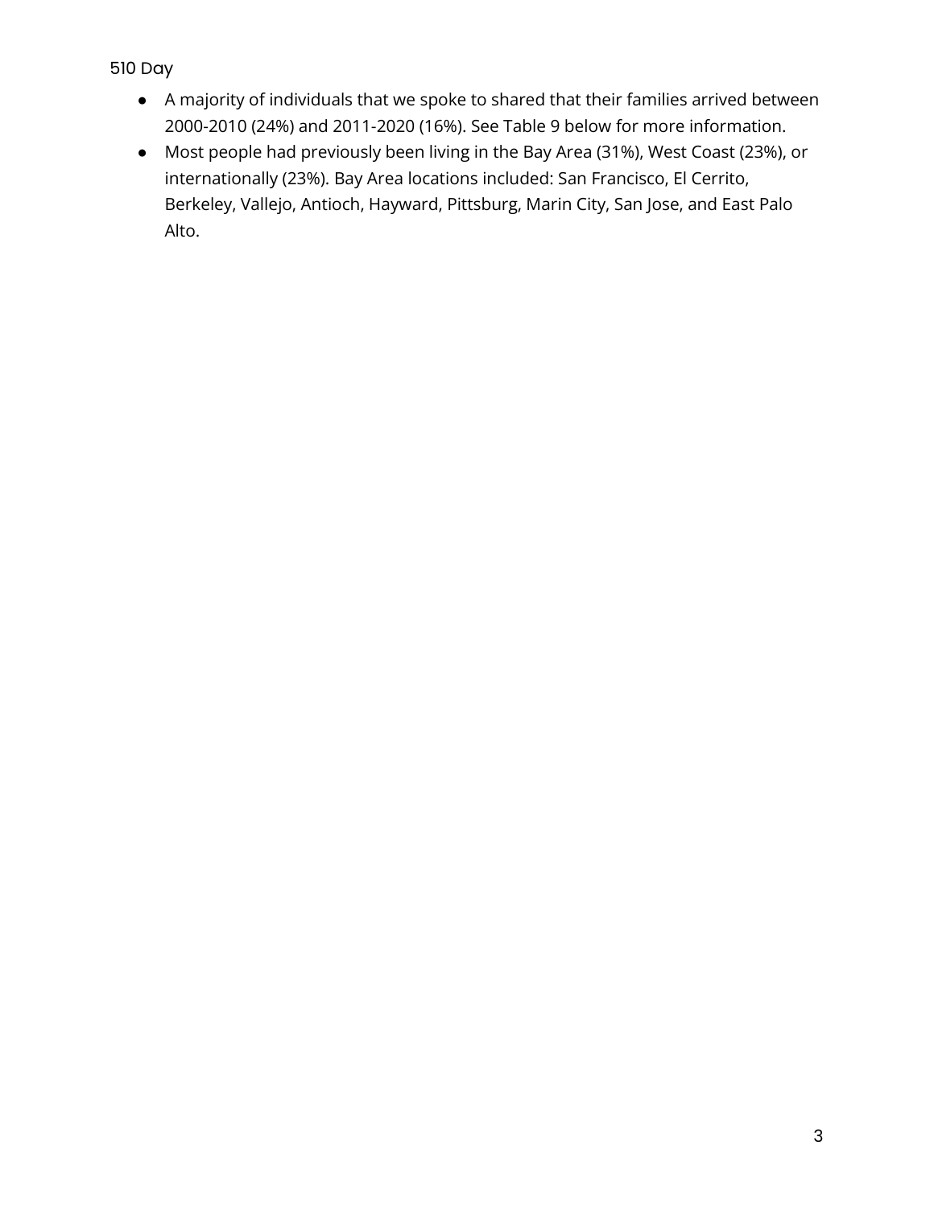- A majority of individuals that we spoke to shared that their families arrived between 2000-2010 (24%) and 2011-2020 (16%). See Table 9 below for more information.
- Most people had previously been living in the Bay Area (31%), West Coast (23%), or internationally (23%). Bay Area locations included: San Francisco, El Cerrito, Berkeley, Vallejo, Antioch, Hayward, Pittsburg, Marin City, San Jose, and East Palo Alto.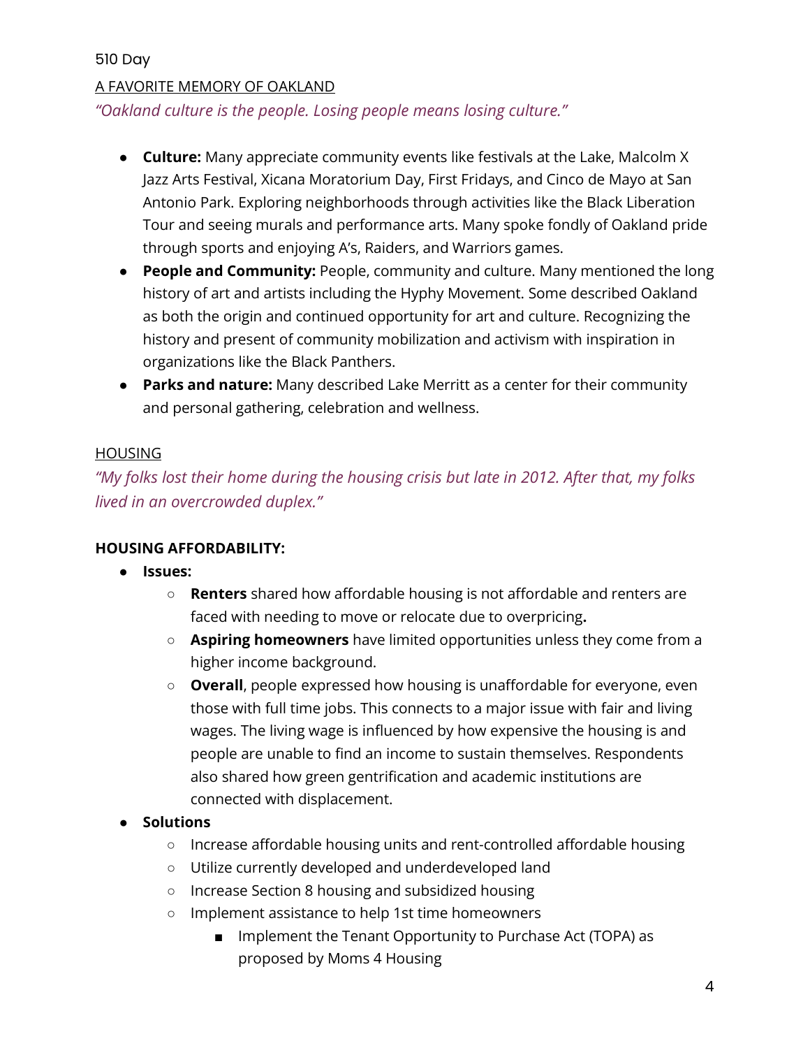510 Day

A FAVORITE MEMORY OF OAKLAND

*"Oakland culture is the people. Losing people means losing culture."*

- **Culture:** Many appreciate community events like festivals at the Lake, Malcolm X Jazz Arts Festival, Xicana Moratorium Day, First Fridays, and Cinco de Mayo at San Antonio Park. Exploring neighborhoods through activities like the Black Liberation Tour and seeing murals and performance arts. Many spoke fondly of Oakland pride through sports and enjoying A's, Raiders, and Warriors games.
- **People and Community:** People, community and culture. Many mentioned the long history of art and artists including the Hyphy Movement. Some described Oakland as both the origin and continued opportunity for art and culture. Recognizing the history and present of community mobilization and activism with inspiration in organizations like the Black Panthers.
- **Parks and nature:** Many described Lake Merritt as a center for their community and personal gathering, celebration and wellness.

HOUSING

*"My folks lost their home during the housing crisis but late in 2012. After that, my folks lived in an overcrowded duplex."*

**HOUSING AFFORDABILITY:**

- **Issues:**
  - **Renters** shared how affordable housing is not affordable and renters are faced with needing to move or relocate due to overpricing**.**
  - **Aspiring homeowners** have limited opportunities unless they come from a higher income background.
  - **Overall**, people expressed how housing is unaffordable for everyone, even those with full time jobs. This connects to a major issue with fair and living wages. The living wage is influenced by how expensive the housing is and people are unable to find an income to sustain themselves. Respondents also shared how green gentrification and academic institutions are connected with displacement.
- **Solutions**
  - Increase affordable housing units and rent-controlled affordable housing
  - Utilize currently developed and underdeveloped land
  - Increase Section 8 housing and subsidized housing
  - Implement assistance to help 1st time homeowners
    - Implement the Tenant Opportunity to Purchase Act (TOPA) as proposed by Moms 4 Housing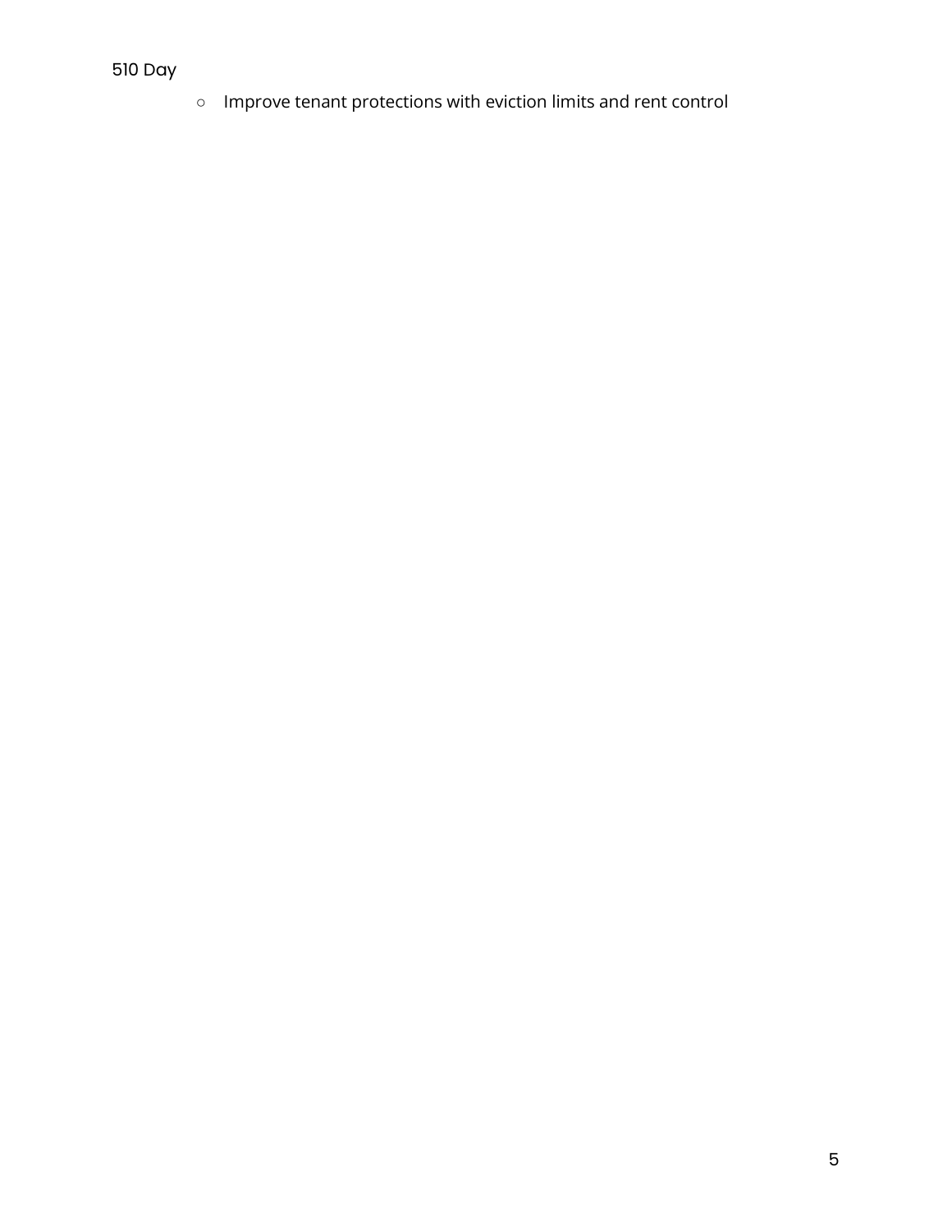- Improve tenant protections with eviction limits and rent control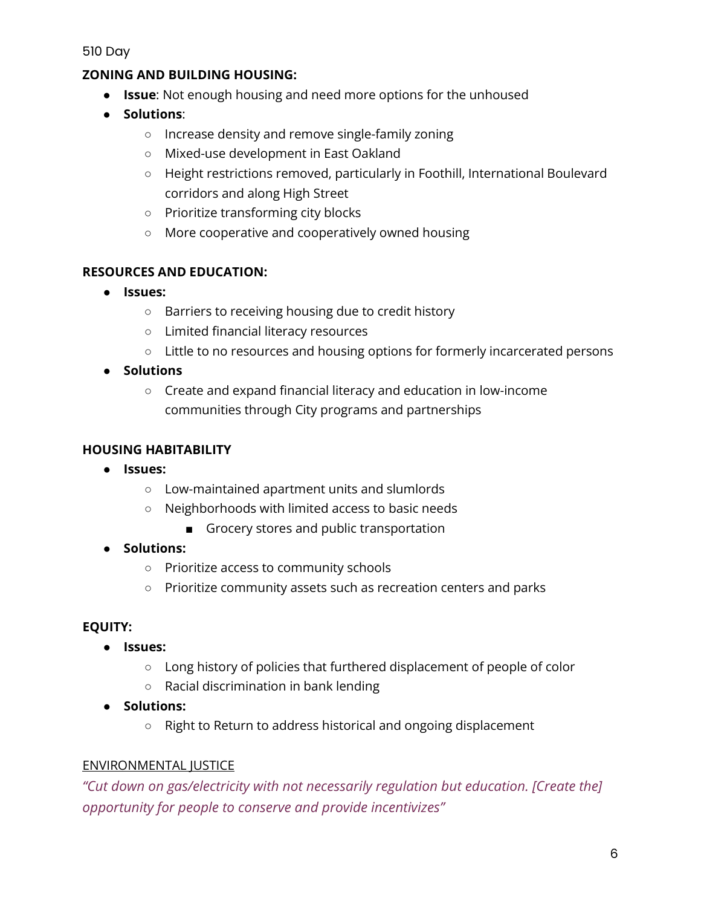510 Day

**ZONING AND BUILDING HOUSING:**

- **Issue**: Not enough housing and need more options for the unhoused
- **Solutions**:
  - Increase density and remove single-family zoning
  - Mixed-use development in East Oakland
  - Height restrictions removed, particularly in Foothill, International Boulevard corridors and along High Street
  - Prioritize transforming city blocks
  - More cooperative and cooperatively owned housing

**RESOURCES AND EDUCATION:**

- **Issues:**
  - Barriers to receiving housing due to credit history
  - Limited financial literacy resources
  - Little to no resources and housing options for formerly incarcerated persons
- **Solutions**
  - Create and expand financial literacy and education in low-income communities through City programs and partnerships

**HOUSING HABITABILITY**

- **Issues:**
  - Low-maintained apartment units and slumlords
  - Neighborhoods with limited access to basic needs
    - Grocery stores and public transportation
- **Solutions:**
  - Prioritize access to community schools
  - Prioritize community assets such as recreation centers and parks

**EQUITY:**

- **Issues:**
  - Long history of policies that furthered displacement of people of color
  - Racial discrimination in bank lending
- **Solutions:**
  - Right to Return to address historical and ongoing displacement

ENVIRONMENTAL JUSTICE

*"Cut down on gas/electricity with not necessarily regulation but education. [Create the] opportunity for people to conserve and provide incentivizes"*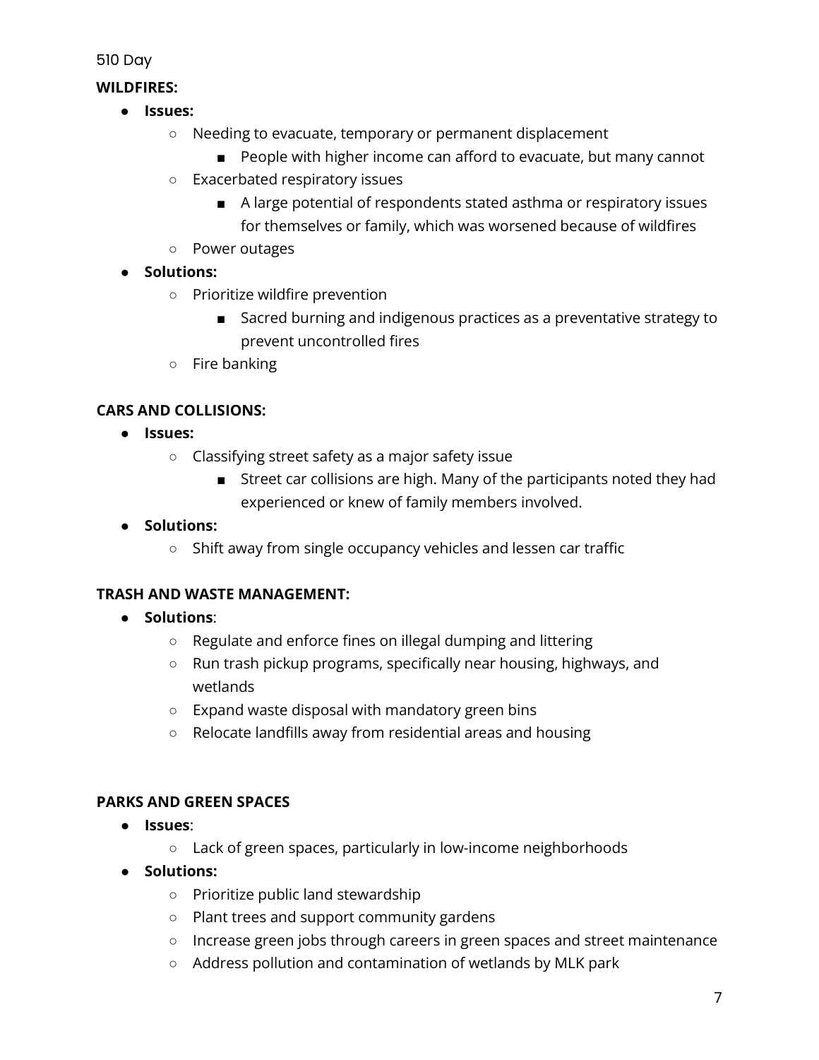510 Day

**WILDFIRES:**

- **Issues:**
    - Needing to evacuate, temporary or permanent displacement
        - People with higher income can afford to evacuate, but many cannot
    - Exacerbated respiratory issues
        - A large potential of respondents stated asthma or respiratory issues for themselves or family, which was worsened because of wildfires
    - Power outages
- **Solutions:**
    - Prioritize wildfire prevention
        - Sacred burning and indigenous practices as a preventative strategy to prevent uncontrolled fires
    - Fire banking

**CARS AND COLLISIONS:**

- **Issues:**
    - Classifying street safety as a major safety issue
        - Street car collisions are high. Many of the participants noted they had experienced or knew of family members involved.
- **Solutions:**
    - Shift away from single occupancy vehicles and lessen car traffic

**TRASH AND WASTE MANAGEMENT:**

- **Solutions**:
    - Regulate and enforce fines on illegal dumping and littering
    - Run trash pickup programs, specifically near housing, highways, and wetlands
    - Expand waste disposal with mandatory green bins
    - Relocate landfills away from residential areas and housing

**PARKS AND GREEN SPACES**

- **Issues**:
    - Lack of green spaces, particularly in low-income neighborhoods
- **Solutions:**
    - Prioritize public land stewardship
    - Plant trees and support community gardens
    - Increase green jobs through careers in green spaces and street maintenance
    - Address pollution and contamination of wetlands by MLK park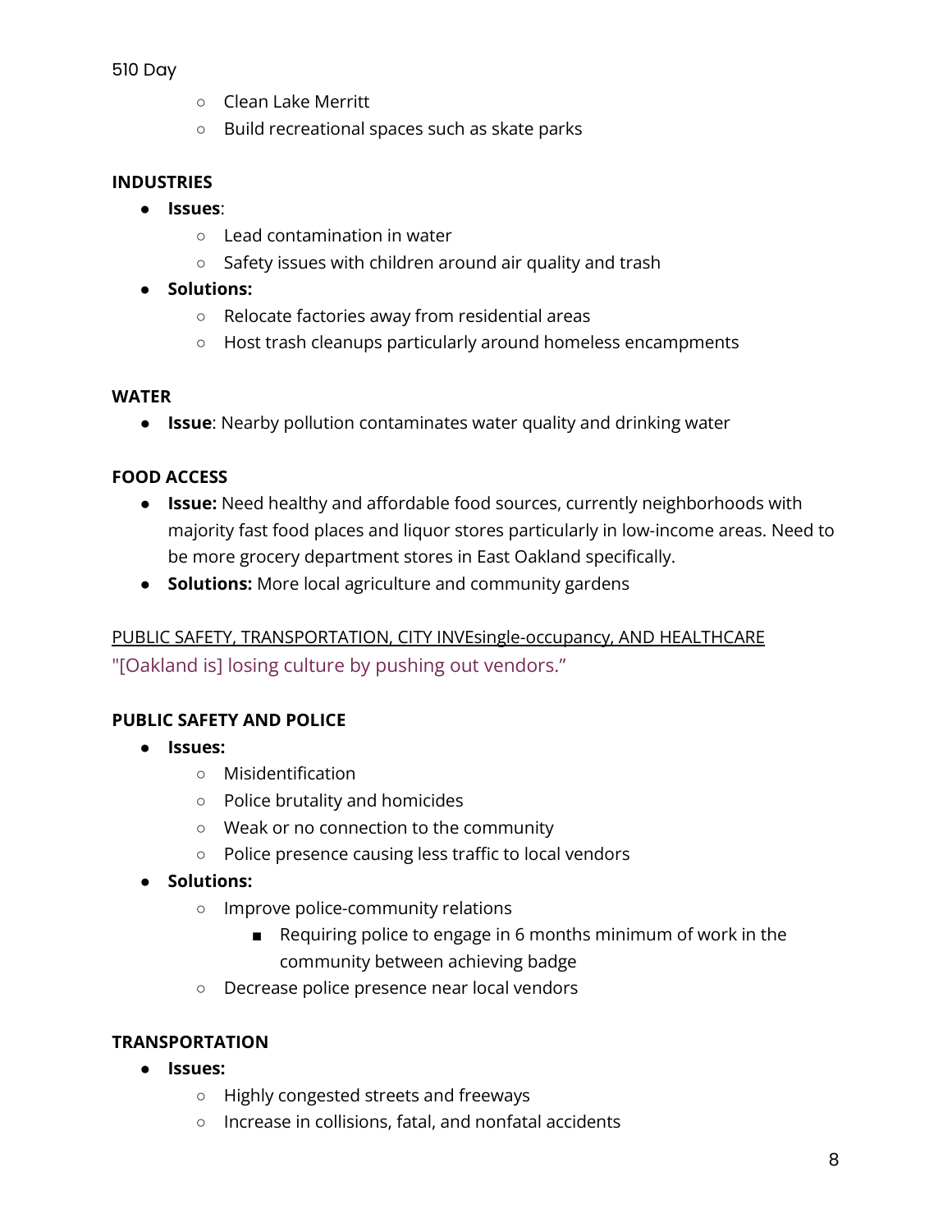- Clean Lake Merritt
- Build recreational spaces such as skate parks

**INDUSTRIES**

- **Issues**:
  - Lead contamination in water
  - Safety issues with children around air quality and trash
- **Solutions:**
  - Relocate factories away from residential areas
  - Host trash cleanups particularly around homeless encampments

**WATER**

- **Issue**: Nearby pollution contaminates water quality and drinking water

**FOOD ACCESS**

- **Issue:** Need healthy and affordable food sources, currently neighborhoods with majority fast food places and liquor stores particularly in low-income areas. Need to be more grocery department stores in East Oakland specifically.
- **Solutions:** More local agriculture and community gardens

<u>PUBLIC SAFETY, TRANSPORTATION, CITY INVEsingle-occupancy, AND HEALTHCARE</u>

"[Oakland is] losing culture by pushing out vendors."

**PUBLIC SAFETY AND POLICE**

- **Issues:**
  - Misidentification
  - Police brutality and homicides
  - Weak or no connection to the community
  - Police presence causing less traffic to local vendors
- **Solutions:**
  - Improve police-community relations
    - Requiring police to engage in 6 months minimum of work in the community between achieving badge
  - Decrease police presence near local vendors

**TRANSPORTATION**

- **Issues:**
  - Highly congested streets and freeways
  - Increase in collisions, fatal, and nonfatal accidents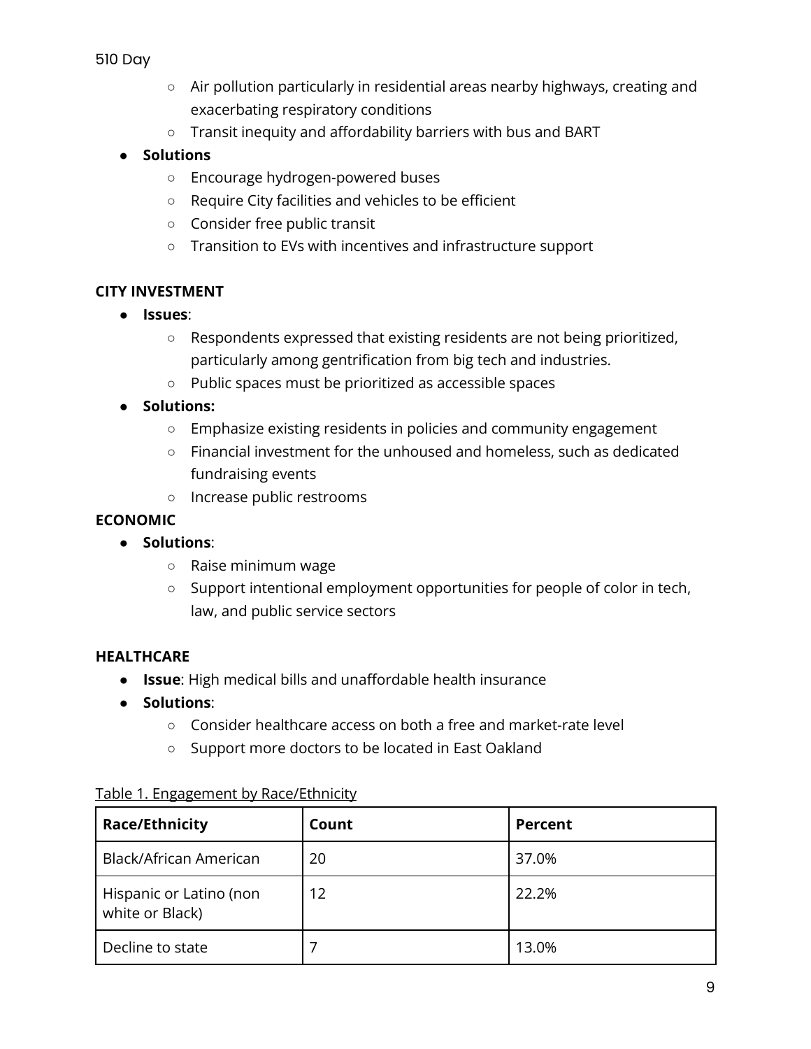- Air pollution particularly in residential areas nearby highways, creating and exacerbating respiratory conditions
- Transit inequity and affordability barriers with bus and BART

- **Solutions**
  - Encourage hydrogen-powered buses
  - Require City facilities and vehicles to be efficient
  - Consider free public transit
  - Transition to EVs with incentives and infrastructure support

**CITY INVESTMENT**

- **Issues**:
  - Respondents expressed that existing residents are not being prioritized, particularly among gentrification from big tech and industries.
  - Public spaces must be prioritized as accessible spaces
- **Solutions:**
  - Emphasize existing residents in policies and community engagement
  - Financial investment for the unhoused and homeless, such as dedicated fundraising events
  - Increase public restrooms

**ECONOMIC**

- **Solutions**:
  - Raise minimum wage
  - Support intentional employment opportunities for people of color in tech, law, and public service sectors

**HEALTHCARE**

- **Issue**: High medical bills and unaffordable health insurance
- **Solutions**:
  - Consider healthcare access on both a free and market-rate level
  - Support more doctors to be located in East Oakland

Table 1. Engagement by Race/Ethnicity

| Race/Ethnicity | Count | Percent |
|---|---|---|
| Black/African American | 20 | 37.0% |
| Hispanic or Latino (non white or Black) | 12 | 22.2% |
| Decline to state | 7 | 13.0% |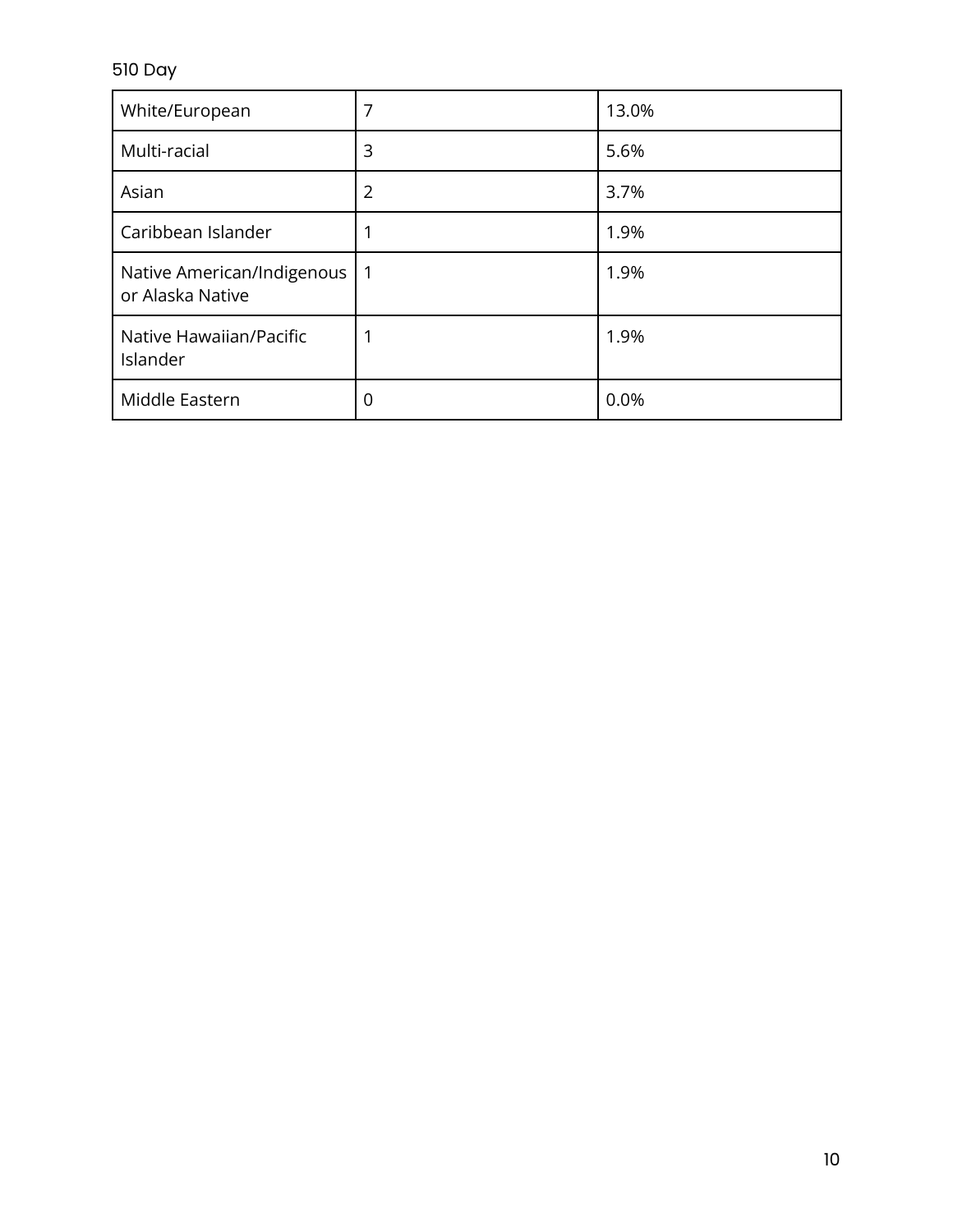510 Day

| | | |
|---|---|---|
| White/European | 7 | 13.0% |
| Multi-racial | 3 | 5.6% |
| Asian | 2 | 3.7% |
| Caribbean Islander | 1 | 1.9% |
| Native American/Indigenous or Alaska Native | 1 | 1.9% |
| Native Hawaiian/Pacific Islander | 1 | 1.9% |
| Middle Eastern | 0 | 0.0% |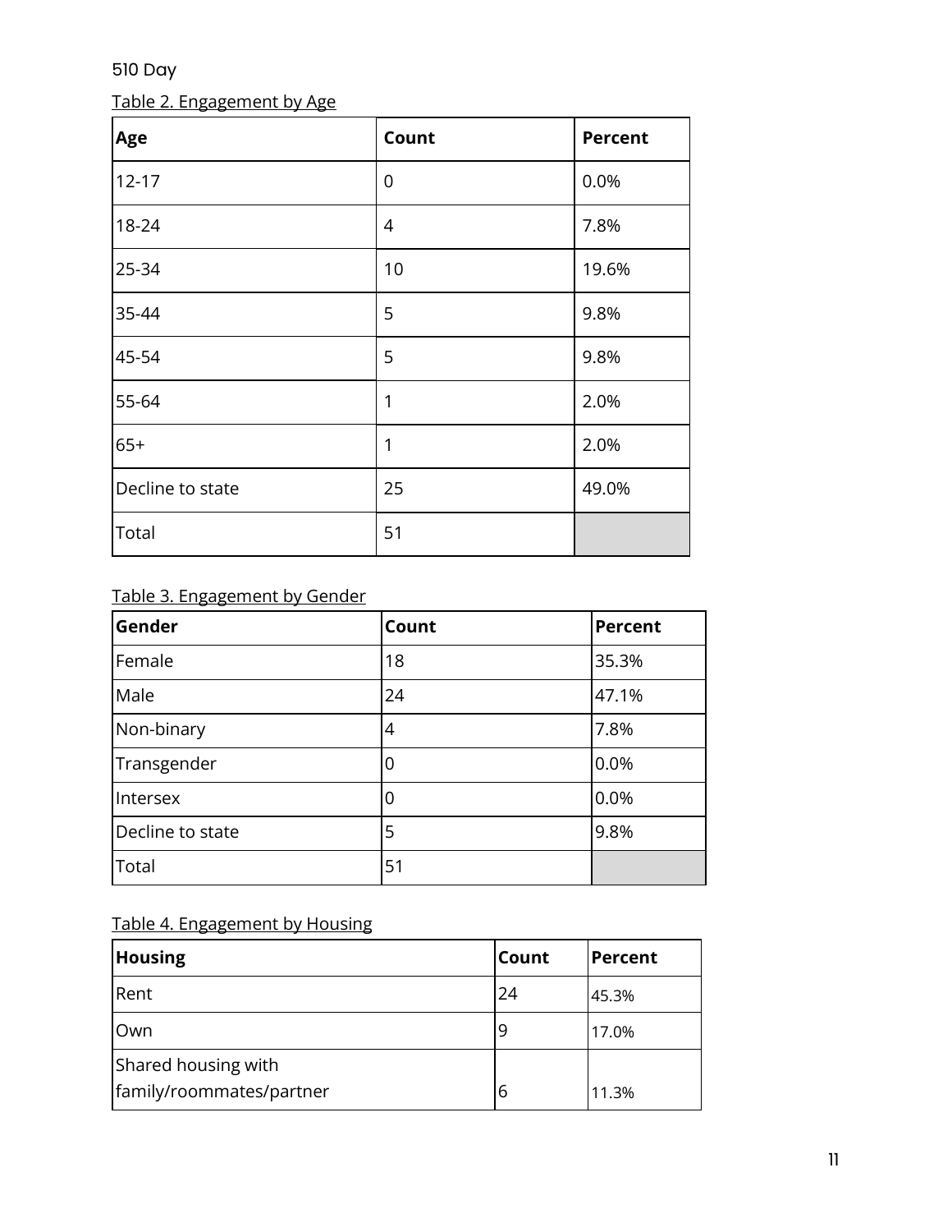510 Day

Table 2. Engagement by Age

| Age | Count | Percent |
|---|---|---|
| 12-17 | 0 | 0.0% |
| 18-24 | 4 | 7.8% |
| 25-34 | 10 | 19.6% |
| 35-44 | 5 | 9.8% |
| 45-54 | 5 | 9.8% |
| 55-64 | 1 | 2.0% |
| 65+ | 1 | 2.0% |
| Decline to state | 25 | 49.0% |
| Total | 51 | |

Table 3. Engagement by Gender

| Gender | Count | Percent |
|---|---|---|
| Female | 18 | 35.3% |
| Male | 24 | 47.1% |
| Non-binary | 4 | 7.8% |
| Transgender | 0 | 0.0% |
| Intersex | 0 | 0.0% |
| Decline to state | 5 | 9.8% |
| Total | 51 | |

Table 4. Engagement by Housing

| Housing | Count | Percent |
|---|---|---|
| Rent | 24 | 45.3% |
| Own | 9 | 17.0% |
| Shared housing with family/roommates/partner | 6 | 11.3% |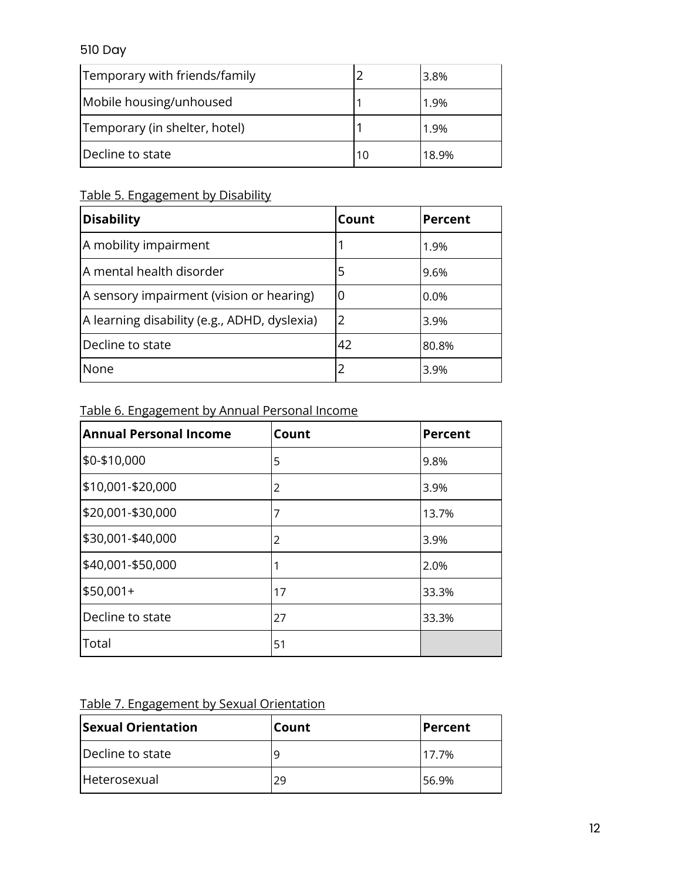| | | |
|---|---|---|
| Temporary with friends/family | 2 | 3.8% |
| Mobile housing/unhoused | 1 | 1.9% |
| Temporary (in shelter, hotel) | 1 | 1.9% |
| Decline to state | 10 | 18.9% |

Table 5. Engagement by Disability

| Disability | Count | Percent |
|---|---|---|
| A mobility impairment | 1 | 1.9% |
| A mental health disorder | 5 | 9.6% |
| A sensory impairment (vision or hearing) | 0 | 0.0% |
| A learning disability (e.g., ADHD, dyslexia) | 2 | 3.9% |
| Decline to state | 42 | 80.8% |
| None | 2 | 3.9% |

Table 6. Engagement by Annual Personal Income

| Annual Personal Income | Count | Percent |
|---|---|---|
| $0-$10,000 | 5 | 9.8% |
| $10,001-$20,000 | 2 | 3.9% |
| $20,001-$30,000 | 7 | 13.7% |
| $30,001-$40,000 | 2 | 3.9% |
| $40,001-$50,000 | 1 | 2.0% |
| $50,001+ | 17 | 33.3% |
| Decline to state | 27 | 33.3% |
| Total | 51 | |

Table 7. Engagement by Sexual Orientation

| Sexual Orientation | Count | Percent |
|---|---|---|
| Decline to state | 9 | 17.7% |
| Heterosexual | 29 | 56.9% |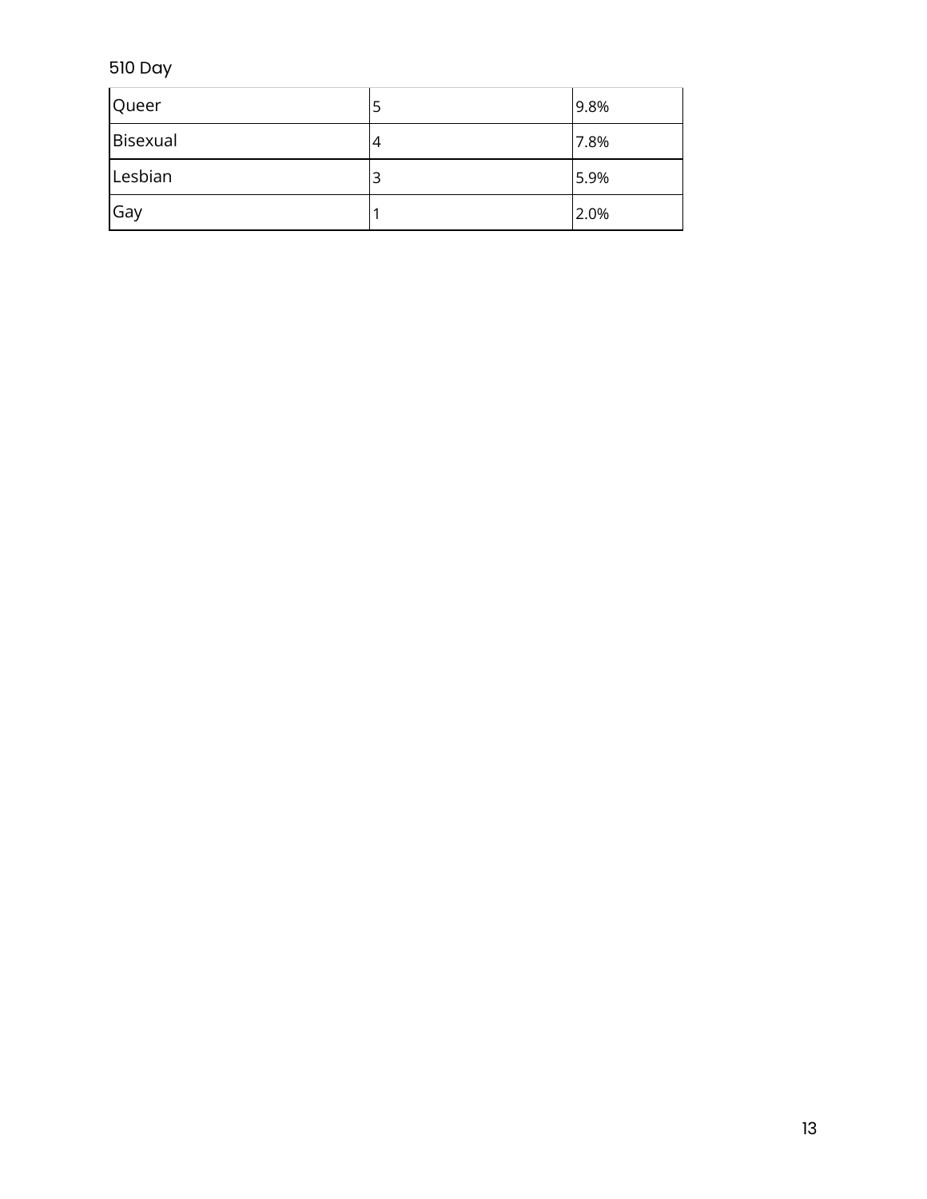| Queer | 5 | 9.8% |
|---|---|---|
| Bisexual | 4 | 7.8% |
| Lesbian | 3 | 5.9% |
| Gay | 1 | 2.0% |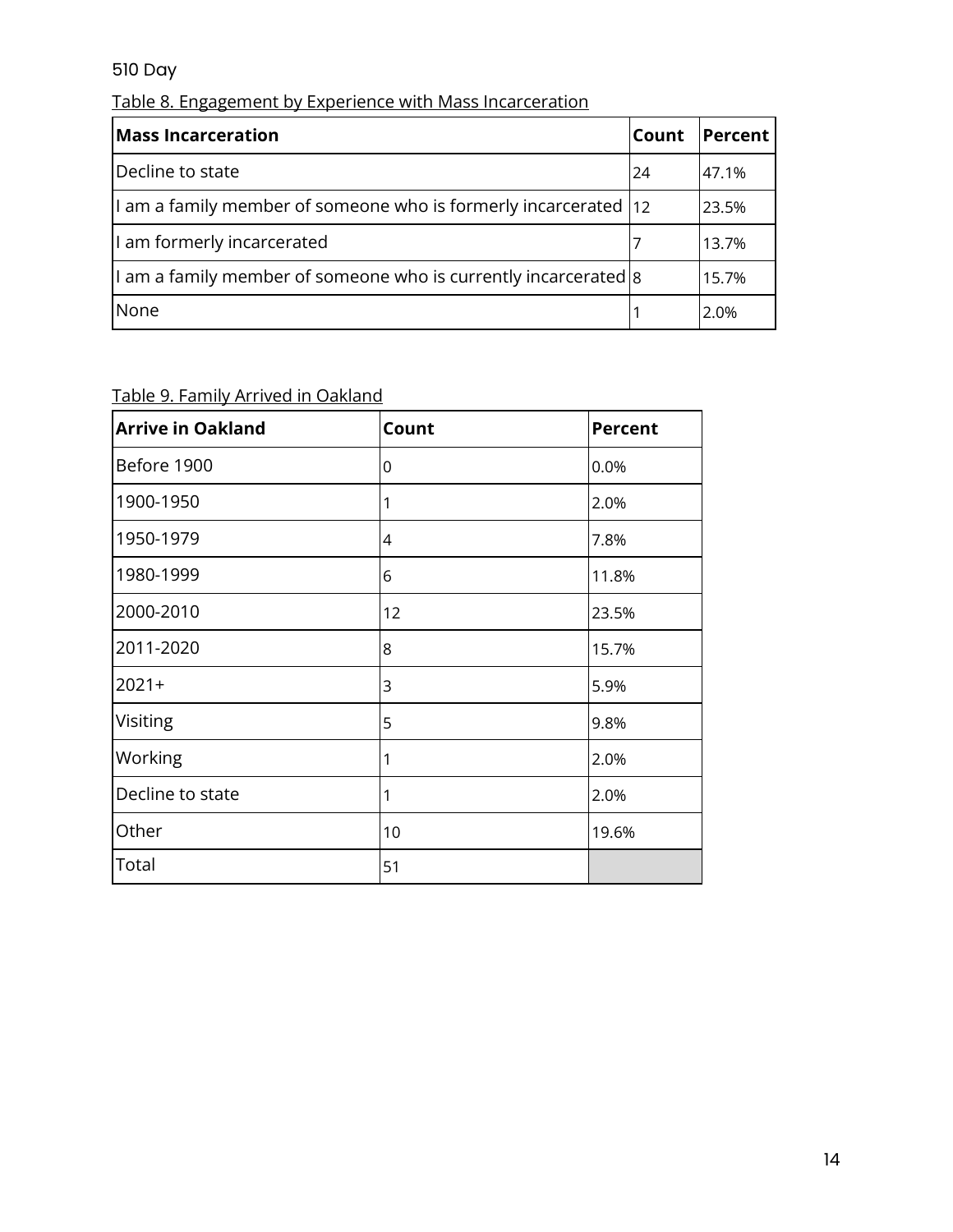Table 8. Engagement by Experience with Mass Incarceration

| Mass Incarceration | Count | Percent |
|---|---|---|
| Decline to state | 24 | 47.1% |
| I am a family member of someone who is formerly incarcerated | 12 | 23.5% |
| I am formerly incarcerated | 7 | 13.7% |
| I am a family member of someone who is currently incarcerated | 8 | 15.7% |
| None | 1 | 2.0% |

Table 9. Family Arrived in Oakland

| Arrive in Oakland | Count | Percent |
|---|---|---|
| Before 1900 | 0 | 0.0% |
| 1900-1950 | 1 | 2.0% |
| 1950-1979 | 4 | 7.8% |
| 1980-1999 | 6 | 11.8% |
| 2000-2010 | 12 | 23.5% |
| 2011-2020 | 8 | 15.7% |
| 2021+ | 3 | 5.9% |
| Visiting | 5 | 9.8% |
| Working | 1 | 2.0% |
| Decline to state | 1 | 2.0% |
| Other | 10 | 19.6% |
| Total | 51 | |